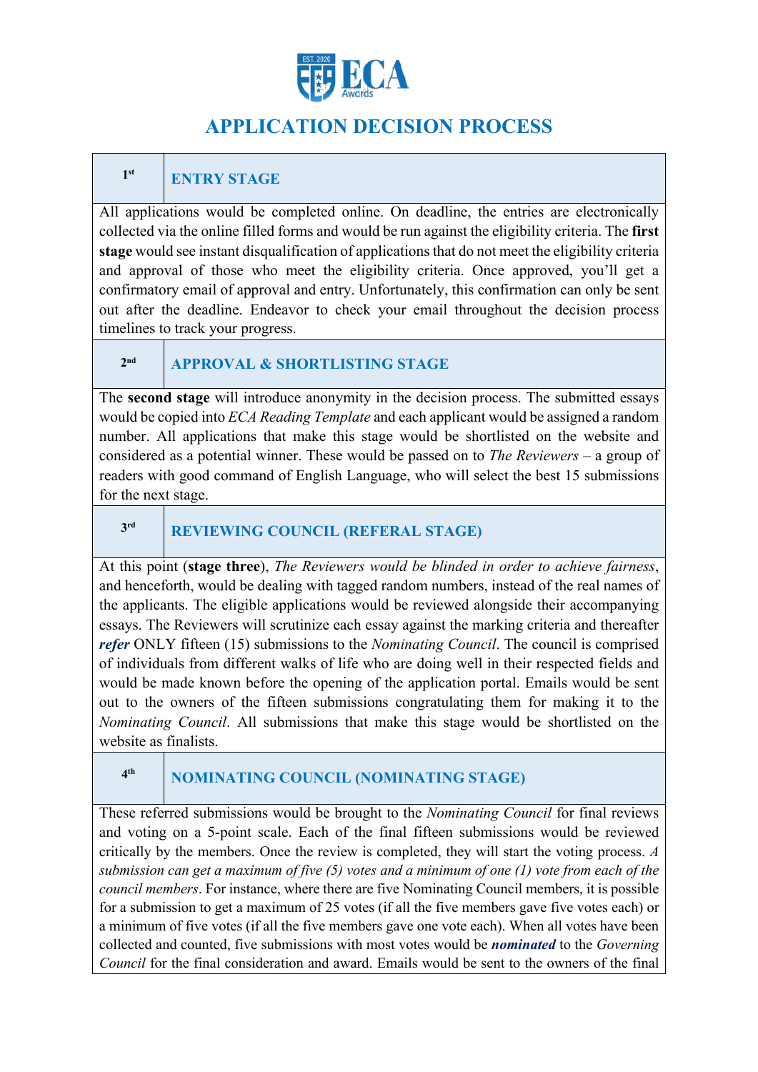# APPLICATION DECISION PROCESS

## 1st ENTRY STAGE

All applications would be completed online. On deadline, the entries are electronically collected via the online filled forms and would be run against the eligibility criteria. The **first stage** would see instant disqualification of applications that do not meet the eligibility criteria and approval of those who meet the eligibility criteria. Once approved, you'll get a confirmatory email of approval and entry. Unfortunately, this confirmation can only be sent out after the deadline. Endeavor to check your email throughout the decision process timelines to track your progress.

## 2nd APPROVAL & SHORTLISTING STAGE

The **second stage** will introduce anonymity in the decision process. The submitted essays would be copied into *ECA Reading Template* and each applicant would be assigned a random number. All applications that make this stage would be shortlisted on the website and considered as a potential winner. These would be passed on to *The Reviewers* – a group of readers with good command of English Language, who will select the best 15 submissions for the next stage.

## 3rd REVIEWING COUNCIL (REFERAL STAGE)

At this point (**stage three**), *The Reviewers would be blinded in order to achieve fairness*, and henceforth, would be dealing with tagged random numbers, instead of the real names of the applicants. The eligible applications would be reviewed alongside their accompanying essays. The Reviewers will scrutinize each essay against the marking criteria and thereafter ***refer*** ONLY fifteen (15) submissions to the *Nominating Council*. The council is comprised of individuals from different walks of life who are doing well in their respected fields and would be made known before the opening of the application portal. Emails would be sent out to the owners of the fifteen submissions congratulating them for making it to the *Nominating Council*. All submissions that make this stage would be shortlisted on the website as finalists.

## 4th NOMINATING COUNCIL (NOMINATING STAGE)

These referred submissions would be brought to the *Nominating Council* for final reviews and voting on a 5-point scale. Each of the final fifteen submissions would be reviewed critically by the members. Once the review is completed, they will start the voting process. *A submission can get a maximum of five (5) votes and a minimum of one (1) vote from each of the council members*. For instance, where there are five Nominating Council members, it is possible for a submission to get a maximum of 25 votes (if all the five members gave five votes each) or a minimum of five votes (if all the five members gave one vote each). When all votes have been collected and counted, five submissions with most votes would be ***nominated*** to the *Governing Council* for the final consideration and award. Emails would be sent to the owners of the final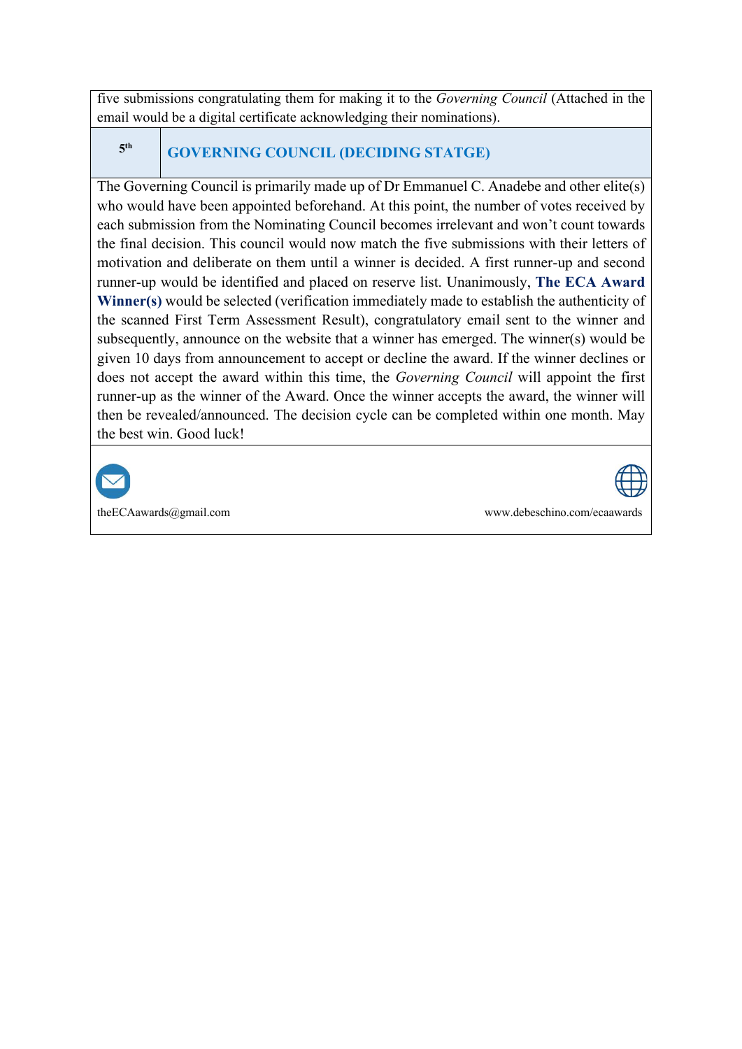five submissions congratulating them for making it to the *Governing Council* (Attached in the email would be a digital certificate acknowledging their nominations).

| 5th | GOVERNING COUNCIL (DECIDING STATGE) |
|---|---|

The Governing Council is primarily made up of Dr Emmanuel C. Anadebe and other elite(s) who would have been appointed beforehand. At this point, the number of votes received by each submission from the Nominating Council becomes irrelevant and won't count towards the final decision. This council would now match the five submissions with their letters of motivation and deliberate on them until a winner is decided. A first runner-up and second runner-up would be identified and placed on reserve list. Unanimously, **The ECA Award Winner(s)** would be selected (verification immediately made to establish the authenticity of the scanned First Term Assessment Result), congratulatory email sent to the winner and subsequently, announce on the website that a winner has emerged. The winner(s) would be given 10 days from announcement to accept or decline the award. If the winner declines or does not accept the award within this time, the *Governing Council* will appoint the first runner-up as the winner of the Award. Once the winner accepts the award, the winner will then be revealed/announced. The decision cycle can be completed within one month. May the best win. Good luck!

theECAawards@gmail.com

www.debeschino.com/ecaawards